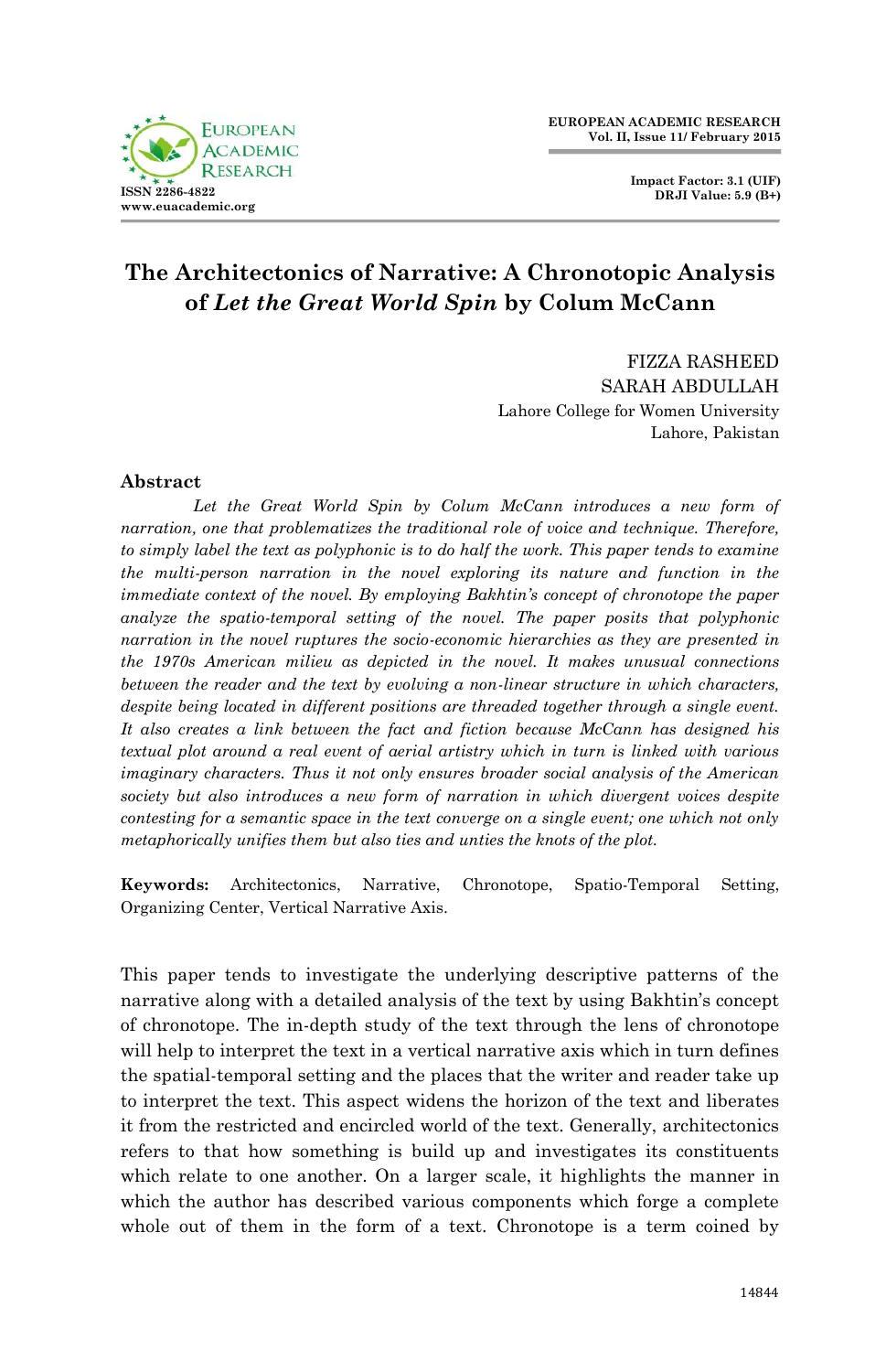# The Architectonics of Narrative: A Chronotopic Analysis of *Let the Great World Spin* by Colum McCann

FIZZA RASHEED
SARAH ABDULLAH
Lahore College for Women University
Lahore, Pakistan

## Abstract

*Let the Great World Spin by Colum McCann introduces a new form of narration, one that problematizes the traditional role of voice and technique. Therefore, to simply label the text as polyphonic is to do half the work. This paper tends to examine the multi-person narration in the novel exploring its nature and function in the immediate context of the novel. By employing Bakhtin's concept of chronotope the paper analyze the spatio-temporal setting of the novel. The paper posits that polyphonic narration in the novel ruptures the socio-economic hierarchies as they are presented in the 1970s American milieu as depicted in the novel. It makes unusual connections between the reader and the text by evolving a non-linear structure in which characters, despite being located in different positions are threaded together through a single event. It also creates a link between the fact and fiction because McCann has designed his textual plot around a real event of aerial artistry which in turn is linked with various imaginary characters. Thus it not only ensures broader social analysis of the American society but also introduces a new form of narration in which divergent voices despite contesting for a semantic space in the text converge on a single event; one which not only metaphorically unifies them but also ties and unties the knots of the plot.*

**Keywords:** Architectonics, Narrative, Chronotope, Spatio-Temporal Setting, Organizing Center, Vertical Narrative Axis.

This paper tends to investigate the underlying descriptive patterns of the narrative along with a detailed analysis of the text by using Bakhtin's concept of chronotope. The in-depth study of the text through the lens of chronotope will help to interpret the text in a vertical narrative axis which in turn defines the spatial-temporal setting and the places that the writer and reader take up to interpret the text. This aspect widens the horizon of the text and liberates it from the restricted and encircled world of the text. Generally, architectonics refers to that how something is build up and investigates its constituents which relate to one another. On a larger scale, it highlights the manner in which the author has described various components which forge a complete whole out of them in the form of a text. Chronotope is a term coined by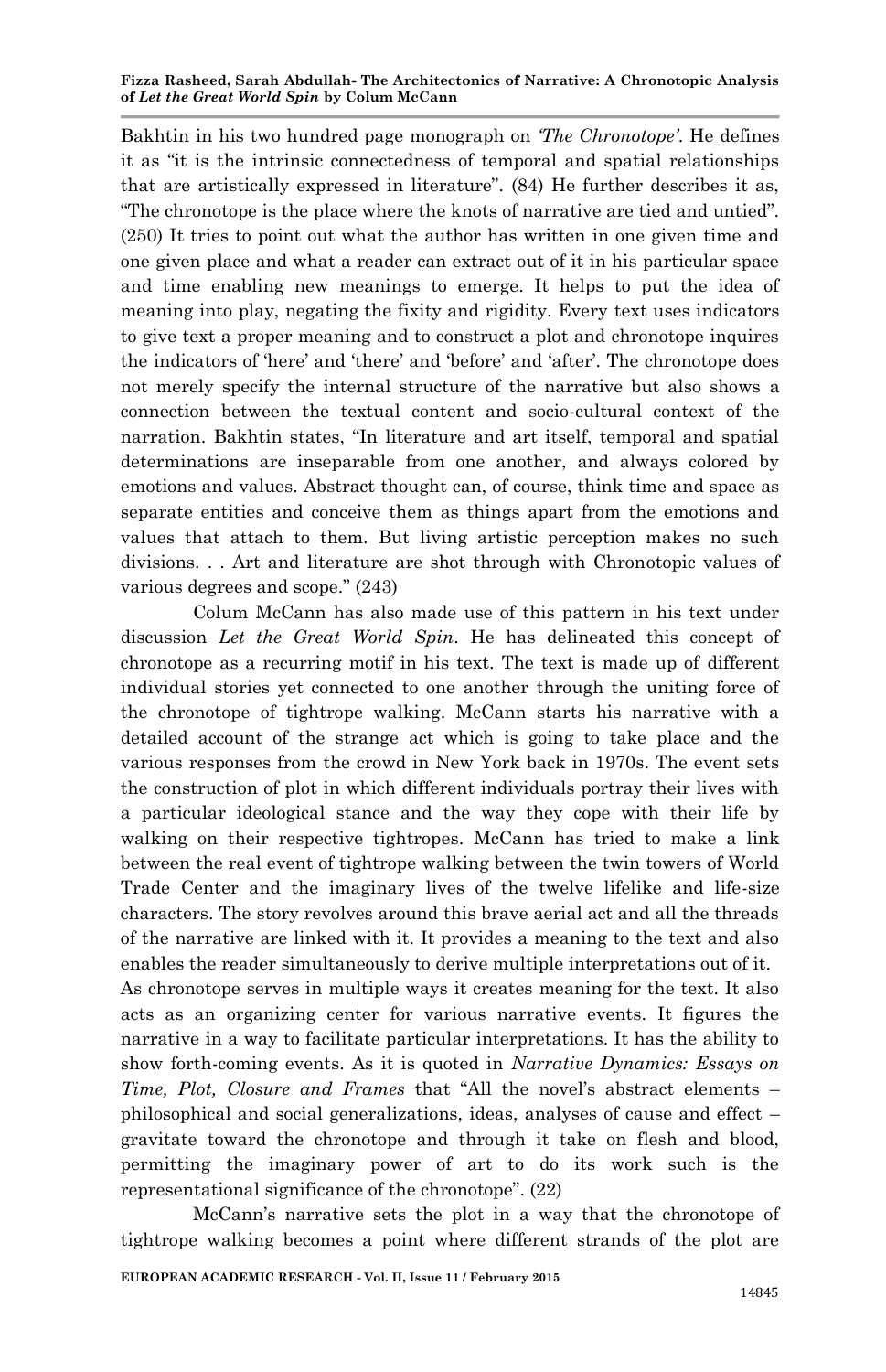Bakhtin in his two hundred page monograph on *'The Chronotope'*. He defines it as "it is the intrinsic connectedness of temporal and spatial relationships that are artistically expressed in literature". (84) He further describes it as, "The chronotope is the place where the knots of narrative are tied and untied". (250) It tries to point out what the author has written in one given time and one given place and what a reader can extract out of it in his particular space and time enabling new meanings to emerge. It helps to put the idea of meaning into play, negating the fixity and rigidity. Every text uses indicators to give text a proper meaning and to construct a plot and chronotope inquires the indicators of 'here' and 'there' and 'before' and 'after'. The chronotope does not merely specify the internal structure of the narrative but also shows a connection between the textual content and socio-cultural context of the narration. Bakhtin states, "In literature and art itself, temporal and spatial determinations are inseparable from one another, and always colored by emotions and values. Abstract thought can, of course, think time and space as separate entities and conceive them as things apart from the emotions and values that attach to them. But living artistic perception makes no such divisions. . . Art and literature are shot through with Chronotopic values of various degrees and scope." (243)

Colum McCann has also made use of this pattern in his text under discussion *Let the Great World Spin*. He has delineated this concept of chronotope as a recurring motif in his text. The text is made up of different individual stories yet connected to one another through the uniting force of the chronotope of tightrope walking. McCann starts his narrative with a detailed account of the strange act which is going to take place and the various responses from the crowd in New York back in 1970s. The event sets the construction of plot in which different individuals portray their lives with a particular ideological stance and the way they cope with their life by walking on their respective tightropes. McCann has tried to make a link between the real event of tightrope walking between the twin towers of World Trade Center and the imaginary lives of the twelve lifelike and life-size characters. The story revolves around this brave aerial act and all the threads of the narrative are linked with it. It provides a meaning to the text and also enables the reader simultaneously to derive multiple interpretations out of it.

As chronotope serves in multiple ways it creates meaning for the text. It also acts as an organizing center for various narrative events. It figures the narrative in a way to facilitate particular interpretations. It has the ability to show forth-coming events. As it is quoted in *Narrative Dynamics: Essays on Time, Plot, Closure and Frames* that "All the novel's abstract elements – philosophical and social generalizations, ideas, analyses of cause and effect – gravitate toward the chronotope and through it take on flesh and blood, permitting the imaginary power of art to do its work such is the representational significance of the chronotope". (22)

McCann's narrative sets the plot in a way that the chronotope of tightrope walking becomes a point where different strands of the plot are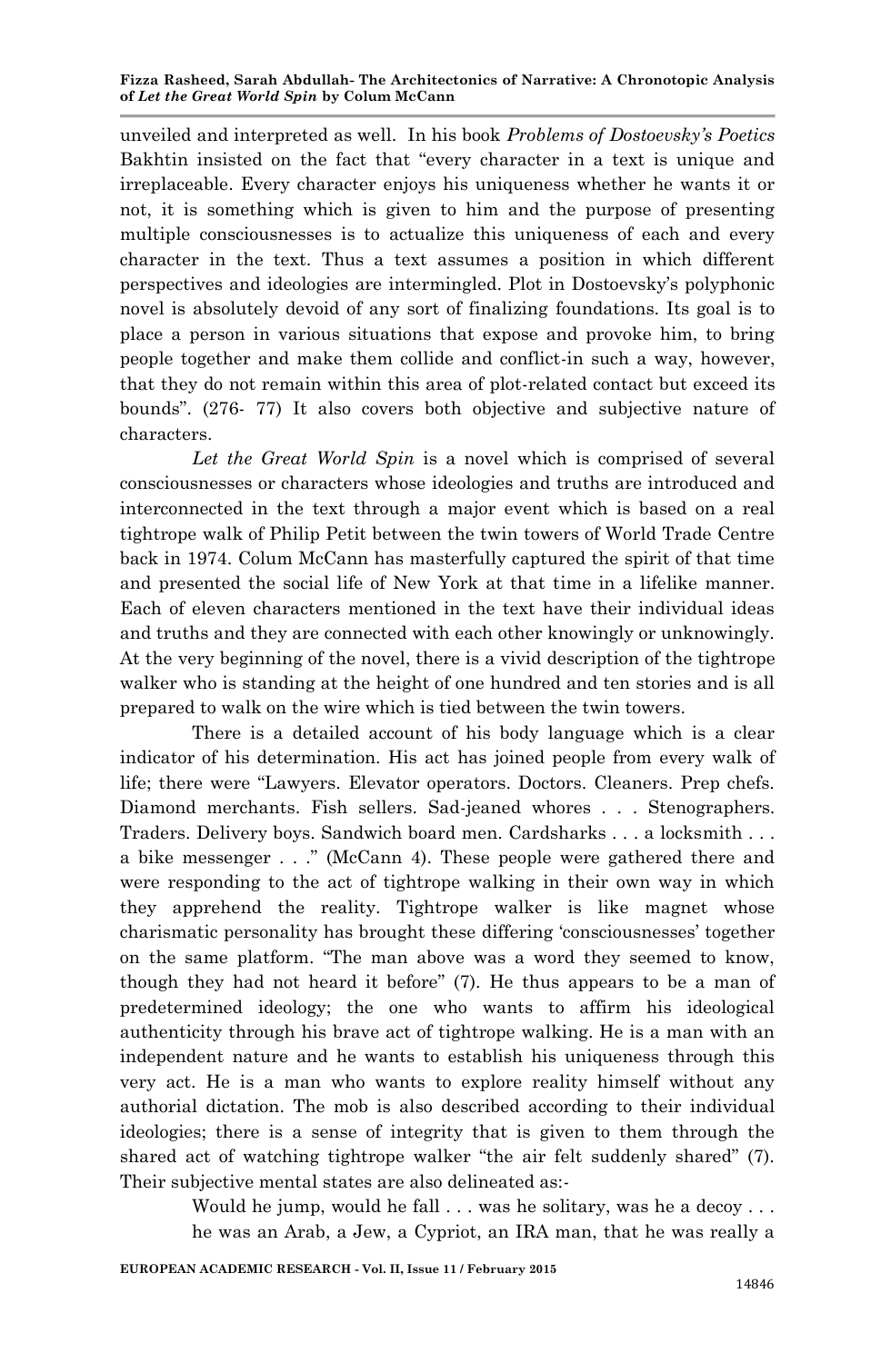unveiled and interpreted as well. In his book *Problems of Dostoevsky's Poetics* Bakhtin insisted on the fact that "every character in a text is unique and irreplaceable. Every character enjoys his uniqueness whether he wants it or not, it is something which is given to him and the purpose of presenting multiple consciousnesses is to actualize this uniqueness of each and every character in the text. Thus a text assumes a position in which different perspectives and ideologies are intermingled. Plot in Dostoevsky's polyphonic novel is absolutely devoid of any sort of finalizing foundations. Its goal is to place a person in various situations that expose and provoke him, to bring people together and make them collide and conflict-in such a way, however, that they do not remain within this area of plot-related contact but exceed its bounds". (276- 77) It also covers both objective and subjective nature of characters.

*Let the Great World Spin* is a novel which is comprised of several consciousnesses or characters whose ideologies and truths are introduced and interconnected in the text through a major event which is based on a real tightrope walk of Philip Petit between the twin towers of World Trade Centre back in 1974. Colum McCann has masterfully captured the spirit of that time and presented the social life of New York at that time in a lifelike manner. Each of eleven characters mentioned in the text have their individual ideas and truths and they are connected with each other knowingly or unknowingly. At the very beginning of the novel, there is a vivid description of the tightrope walker who is standing at the height of one hundred and ten stories and is all prepared to walk on the wire which is tied between the twin towers.

There is a detailed account of his body language which is a clear indicator of his determination. His act has joined people from every walk of life; there were "Lawyers. Elevator operators. Doctors. Cleaners. Prep chefs. Diamond merchants. Fish sellers. Sad-jeaned whores . . . Stenographers. Traders. Delivery boys. Sandwich board men. Cardsharks . . . a locksmith . . . a bike messenger . . ." (McCann 4). These people were gathered there and were responding to the act of tightrope walking in their own way in which they apprehend the reality. Tightrope walker is like magnet whose charismatic personality has brought these differing 'consciousnesses' together on the same platform. "The man above was a word they seemed to know, though they had not heard it before" (7). He thus appears to be a man of predetermined ideology; the one who wants to affirm his ideological authenticity through his brave act of tightrope walking. He is a man with an independent nature and he wants to establish his uniqueness through this very act. He is a man who wants to explore reality himself without any authorial dictation. The mob is also described according to their individual ideologies; there is a sense of integrity that is given to them through the shared act of watching tightrope walker "the air felt suddenly shared" (7). Their subjective mental states are also delineated as:-

> Would he jump, would he fall . . . was he solitary, was he a decoy . . . he was an Arab, a Jew, a Cypriot, an IRA man, that he was really a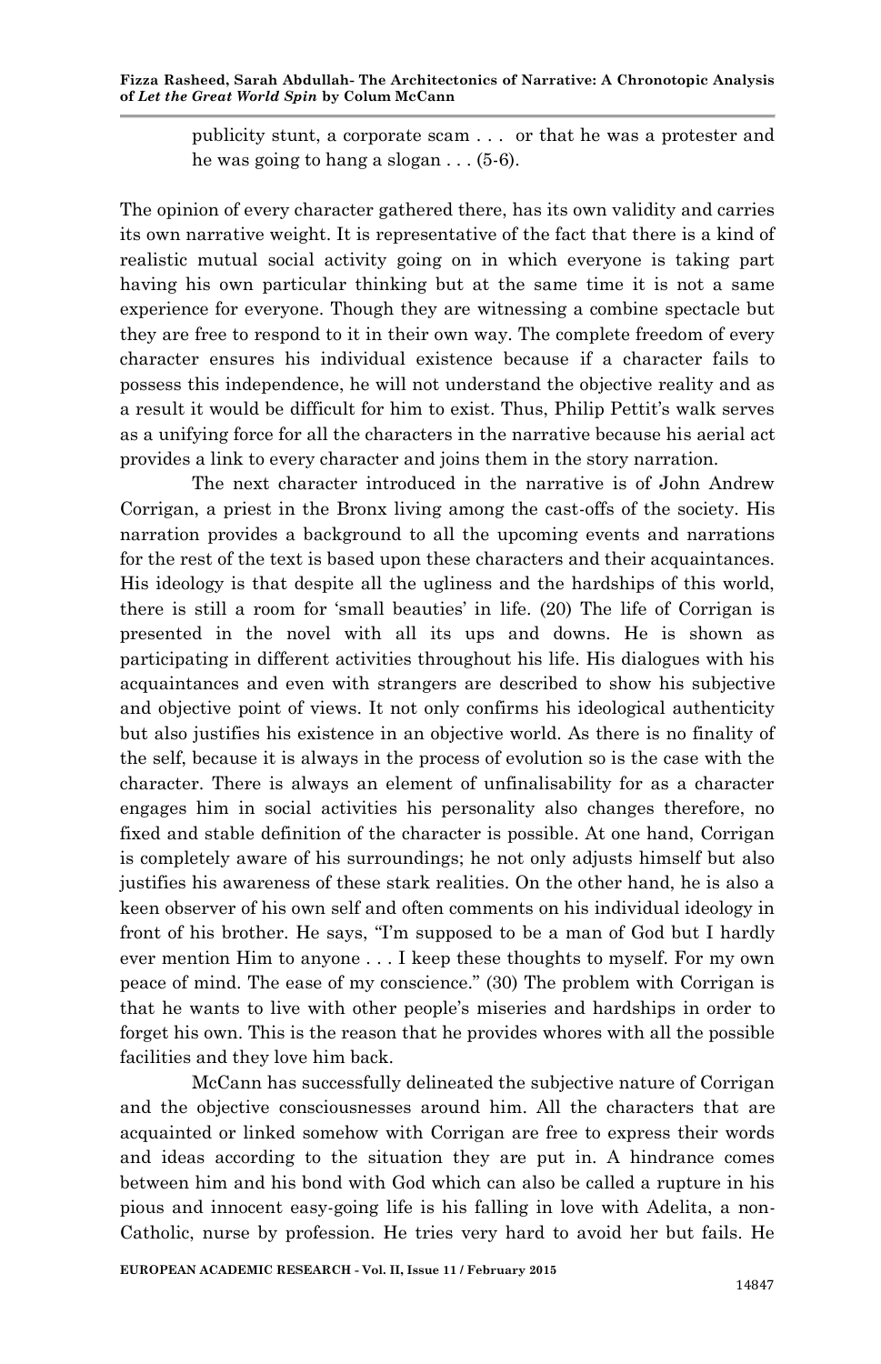> publicity stunt, a corporate scam . . . or that he was a protester and he was going to hang a slogan . . . (5-6).

The opinion of every character gathered there, has its own validity and carries its own narrative weight. It is representative of the fact that there is a kind of realistic mutual social activity going on in which everyone is taking part having his own particular thinking but at the same time it is not a same experience for everyone. Though they are witnessing a combine spectacle but they are free to respond to it in their own way. The complete freedom of every character ensures his individual existence because if a character fails to possess this independence, he will not understand the objective reality and as a result it would be difficult for him to exist. Thus, Philip Pettit's walk serves as a unifying force for all the characters in the narrative because his aerial act provides a link to every character and joins them in the story narration.

The next character introduced in the narrative is of John Andrew Corrigan, a priest in the Bronx living among the cast-offs of the society. His narration provides a background to all the upcoming events and narrations for the rest of the text is based upon these characters and their acquaintances. His ideology is that despite all the ugliness and the hardships of this world, there is still a room for 'small beauties' in life. (20) The life of Corrigan is presented in the novel with all its ups and downs. He is shown as participating in different activities throughout his life. His dialogues with his acquaintances and even with strangers are described to show his subjective and objective point of views. It not only confirms his ideological authenticity but also justifies his existence in an objective world. As there is no finality of the self, because it is always in the process of evolution so is the case with the character. There is always an element of unfinalisability for as a character engages him in social activities his personality also changes therefore, no fixed and stable definition of the character is possible. At one hand, Corrigan is completely aware of his surroundings; he not only adjusts himself but also justifies his awareness of these stark realities. On the other hand, he is also a keen observer of his own self and often comments on his individual ideology in front of his brother. He says, "I'm supposed to be a man of God but I hardly ever mention Him to anyone . . . I keep these thoughts to myself. For my own peace of mind. The ease of my conscience." (30) The problem with Corrigan is that he wants to live with other people's miseries and hardships in order to forget his own. This is the reason that he provides whores with all the possible facilities and they love him back.

McCann has successfully delineated the subjective nature of Corrigan and the objective consciousnesses around him. All the characters that are acquainted or linked somehow with Corrigan are free to express their words and ideas according to the situation they are put in. A hindrance comes between him and his bond with God which can also be called a rupture in his pious and innocent easy-going life is his falling in love with Adelita, a non-Catholic, nurse by profession. He tries very hard to avoid her but fails. He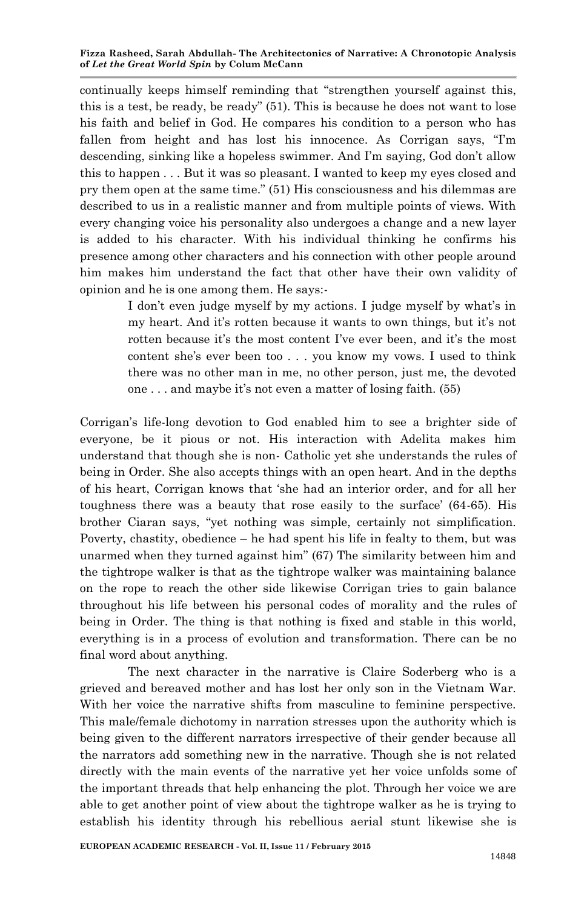continually keeps himself reminding that "strengthen yourself against this, this is a test, be ready, be ready" (51). This is because he does not want to lose his faith and belief in God. He compares his condition to a person who has fallen from height and has lost his innocence. As Corrigan says, "I'm descending, sinking like a hopeless swimmer. And I'm saying, God don't allow this to happen . . . But it was so pleasant. I wanted to keep my eyes closed and pry them open at the same time." (51) His consciousness and his dilemmas are described to us in a realistic manner and from multiple points of views. With every changing voice his personality also undergoes a change and a new layer is added to his character. With his individual thinking he confirms his presence among other characters and his connection with other people around him makes him understand the fact that other have their own validity of opinion and he is one among them. He says:-

> I don't even judge myself by my actions. I judge myself by what's in my heart. And it's rotten because it wants to own things, but it's not rotten because it's the most content I've ever been, and it's the most content she's ever been too . . . you know my vows. I used to think there was no other man in me, no other person, just me, the devoted one . . . and maybe it's not even a matter of losing faith. (55)

Corrigan's life-long devotion to God enabled him to see a brighter side of everyone, be it pious or not. His interaction with Adelita makes him understand that though she is non- Catholic yet she understands the rules of being in Order. She also accepts things with an open heart. And in the depths of his heart, Corrigan knows that 'she had an interior order, and for all her toughness there was a beauty that rose easily to the surface' (64-65). His brother Ciaran says, "yet nothing was simple, certainly not simplification. Poverty, chastity, obedience – he had spent his life in fealty to them, but was unarmed when they turned against him" (67) The similarity between him and the tightrope walker is that as the tightrope walker was maintaining balance on the rope to reach the other side likewise Corrigan tries to gain balance throughout his life between his personal codes of morality and the rules of being in Order. The thing is that nothing is fixed and stable in this world, everything is in a process of evolution and transformation. There can be no final word about anything.

The next character in the narrative is Claire Soderberg who is a grieved and bereaved mother and has lost her only son in the Vietnam War. With her voice the narrative shifts from masculine to feminine perspective. This male/female dichotomy in narration stresses upon the authority which is being given to the different narrators irrespective of their gender because all the narrators add something new in the narrative. Though she is not related directly with the main events of the narrative yet her voice unfolds some of the important threads that help enhancing the plot. Through her voice we are able to get another point of view about the tightrope walker as he is trying to establish his identity through his rebellious aerial stunt likewise she is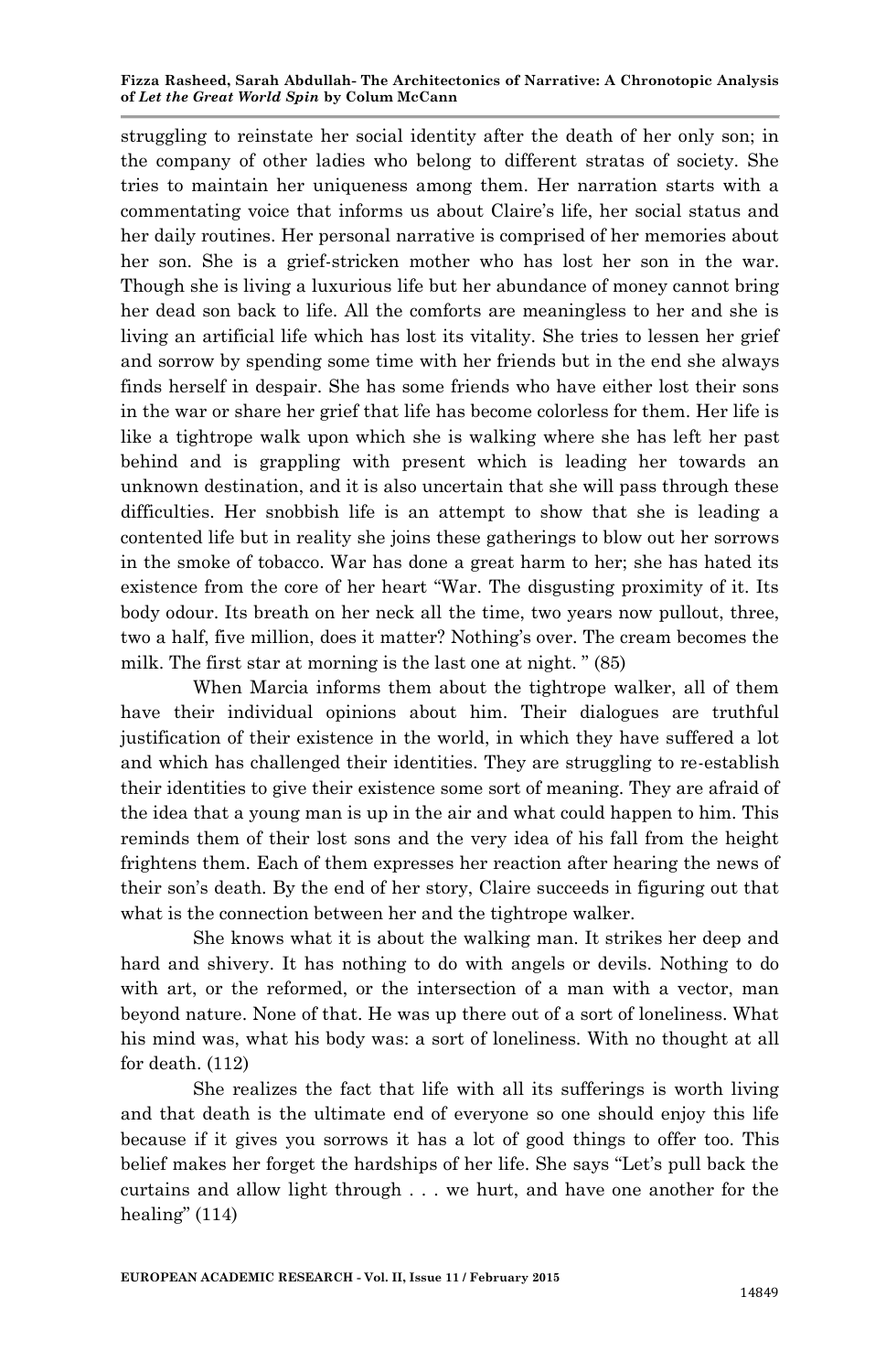struggling to reinstate her social identity after the death of her only son; in the company of other ladies who belong to different stratas of society. She tries to maintain her uniqueness among them. Her narration starts with a commentating voice that informs us about Claire's life, her social status and her daily routines. Her personal narrative is comprised of her memories about her son. She is a grief-stricken mother who has lost her son in the war. Though she is living a luxurious life but her abundance of money cannot bring her dead son back to life. All the comforts are meaningless to her and she is living an artificial life which has lost its vitality. She tries to lessen her grief and sorrow by spending some time with her friends but in the end she always finds herself in despair. She has some friends who have either lost their sons in the war or share her grief that life has become colorless for them. Her life is like a tightrope walk upon which she is walking where she has left her past behind and is grappling with present which is leading her towards an unknown destination, and it is also uncertain that she will pass through these difficulties. Her snobbish life is an attempt to show that she is leading a contented life but in reality she joins these gatherings to blow out her sorrows in the smoke of tobacco. War has done a great harm to her; she has hated its existence from the core of her heart "War. The disgusting proximity of it. Its body odour. Its breath on her neck all the time, two years now pullout, three, two a half, five million, does it matter? Nothing's over. The cream becomes the milk. The first star at morning is the last one at night. " (85)

When Marcia informs them about the tightrope walker, all of them have their individual opinions about him. Their dialogues are truthful justification of their existence in the world, in which they have suffered a lot and which has challenged their identities. They are struggling to re-establish their identities to give their existence some sort of meaning. They are afraid of the idea that a young man is up in the air and what could happen to him. This reminds them of their lost sons and the very idea of his fall from the height frightens them. Each of them expresses her reaction after hearing the news of their son's death. By the end of her story, Claire succeeds in figuring out that what is the connection between her and the tightrope walker.

She knows what it is about the walking man. It strikes her deep and hard and shivery. It has nothing to do with angels or devils. Nothing to do with art, or the reformed, or the intersection of a man with a vector, man beyond nature. None of that. He was up there out of a sort of loneliness. What his mind was, what his body was: a sort of loneliness. With no thought at all for death. (112)

She realizes the fact that life with all its sufferings is worth living and that death is the ultimate end of everyone so one should enjoy this life because if it gives you sorrows it has a lot of good things to offer too. This belief makes her forget the hardships of her life. She says "Let's pull back the curtains and allow light through . . . we hurt, and have one another for the healing" (114)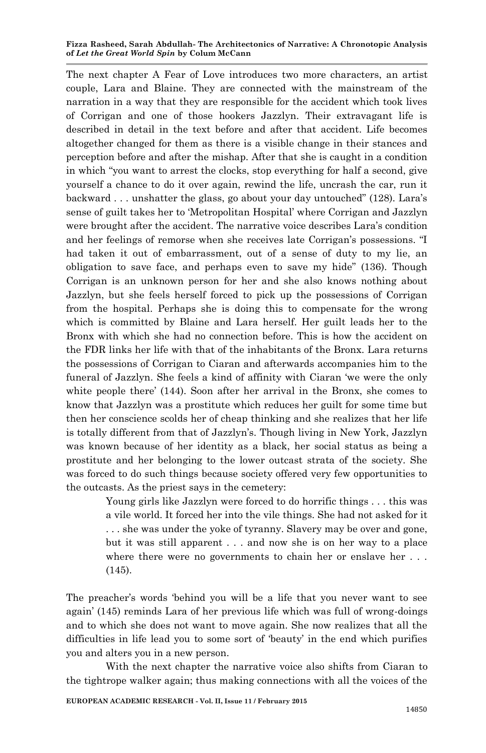The next chapter A Fear of Love introduces two more characters, an artist couple, Lara and Blaine. They are connected with the mainstream of the narration in a way that they are responsible for the accident which took lives of Corrigan and one of those hookers Jazzlyn. Their extravagant life is described in detail in the text before and after that accident. Life becomes altogether changed for them as there is a visible change in their stances and perception before and after the mishap. After that she is caught in a condition in which "you want to arrest the clocks, stop everything for half a second, give yourself a chance to do it over again, rewind the life, uncrash the car, run it backward . . . unshatter the glass, go about your day untouched" (128). Lara's sense of guilt takes her to 'Metropolitan Hospital' where Corrigan and Jazzlyn were brought after the accident. The narrative voice describes Lara's condition and her feelings of remorse when she receives late Corrigan's possessions. "I had taken it out of embarrassment, out of a sense of duty to my lie, an obligation to save face, and perhaps even to save my hide" (136). Though Corrigan is an unknown person for her and she also knows nothing about Jazzlyn, but she feels herself forced to pick up the possessions of Corrigan from the hospital. Perhaps she is doing this to compensate for the wrong which is committed by Blaine and Lara herself. Her guilt leads her to the Bronx with which she had no connection before. This is how the accident on the FDR links her life with that of the inhabitants of the Bronx. Lara returns the possessions of Corrigan to Ciaran and afterwards accompanies him to the funeral of Jazzlyn. She feels a kind of affinity with Ciaran 'we were the only white people there' (144). Soon after her arrival in the Bronx, she comes to know that Jazzlyn was a prostitute which reduces her guilt for some time but then her conscience scolds her of cheap thinking and she realizes that her life is totally different from that of Jazzlyn's. Though living in New York, Jazzlyn was known because of her identity as a black, her social status as being a prostitute and her belonging to the lower outcast strata of the society. She was forced to do such things because society offered very few opportunities to the outcasts. As the priest says in the cemetery:

> Young girls like Jazzlyn were forced to do horrific things . . . this was a vile world. It forced her into the vile things. She had not asked for it . . . she was under the yoke of tyranny. Slavery may be over and gone, but it was still apparent . . . and now she is on her way to a place where there were no governments to chain her or enslave her . . . (145).

The preacher's words 'behind you will be a life that you never want to see again' (145) reminds Lara of her previous life which was full of wrong-doings and to which she does not want to move again. She now realizes that all the difficulties in life lead you to some sort of 'beauty' in the end which purifies you and alters you in a new person.

With the next chapter the narrative voice also shifts from Ciaran to the tightrope walker again; thus making connections with all the voices of the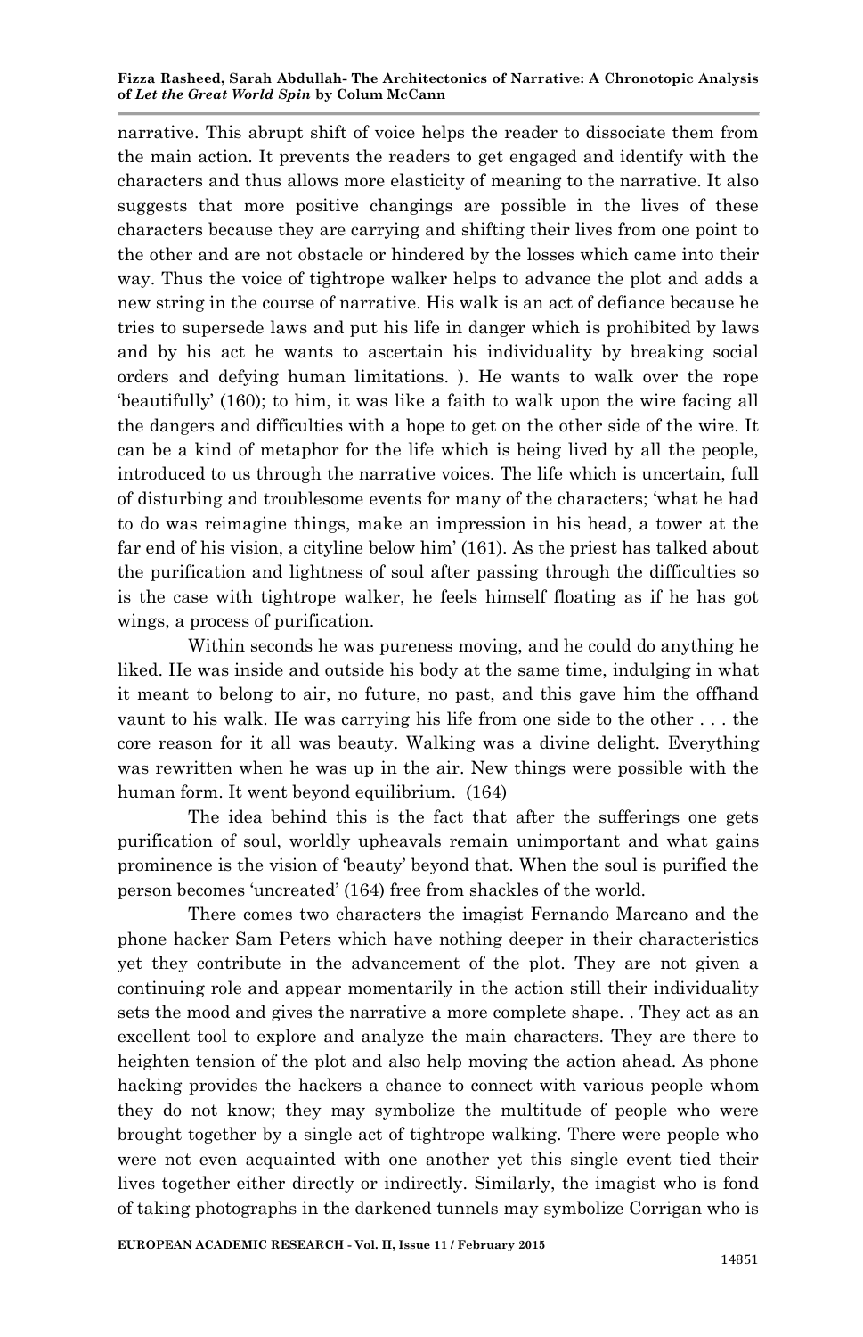narrative. This abrupt shift of voice helps the reader to dissociate them from the main action. It prevents the readers to get engaged and identify with the characters and thus allows more elasticity of meaning to the narrative. It also suggests that more positive changings are possible in the lives of these characters because they are carrying and shifting their lives from one point to the other and are not obstacle or hindered by the losses which came into their way. Thus the voice of tightrope walker helps to advance the plot and adds a new string in the course of narrative. His walk is an act of defiance because he tries to supersede laws and put his life in danger which is prohibited by laws and by his act he wants to ascertain his individuality by breaking social orders and defying human limitations. ). He wants to walk over the rope 'beautifully' (160); to him, it was like a faith to walk upon the wire facing all the dangers and difficulties with a hope to get on the other side of the wire. It can be a kind of metaphor for the life which is being lived by all the people, introduced to us through the narrative voices. The life which is uncertain, full of disturbing and troublesome events for many of the characters; 'what he had to do was reimagine things, make an impression in his head, a tower at the far end of his vision, a cityline below him' (161). As the priest has talked about the purification and lightness of soul after passing through the difficulties so is the case with tightrope walker, he feels himself floating as if he has got wings, a process of purification.

> Within seconds he was pureness moving, and he could do anything he liked. He was inside and outside his body at the same time, indulging in what it meant to belong to air, no future, no past, and this gave him the offhand vaunt to his walk. He was carrying his life from one side to the other . . . the core reason for it all was beauty. Walking was a divine delight. Everything was rewritten when he was up in the air. New things were possible with the human form. It went beyond equilibrium. (164)

The idea behind this is the fact that after the sufferings one gets purification of soul, worldly upheavals remain unimportant and what gains prominence is the vision of 'beauty' beyond that. When the soul is purified the person becomes 'uncreated' (164) free from shackles of the world.

There comes two characters the imagist Fernando Marcano and the phone hacker Sam Peters which have nothing deeper in their characteristics yet they contribute in the advancement of the plot. They are not given a continuing role and appear momentarily in the action still their individuality sets the mood and gives the narrative a more complete shape. . They act as an excellent tool to explore and analyze the main characters. They are there to heighten tension of the plot and also help moving the action ahead. As phone hacking provides the hackers a chance to connect with various people whom they do not know; they may symbolize the multitude of people who were brought together by a single act of tightrope walking. There were people who were not even acquainted with one another yet this single event tied their lives together either directly or indirectly. Similarly, the imagist who is fond of taking photographs in the darkened tunnels may symbolize Corrigan who is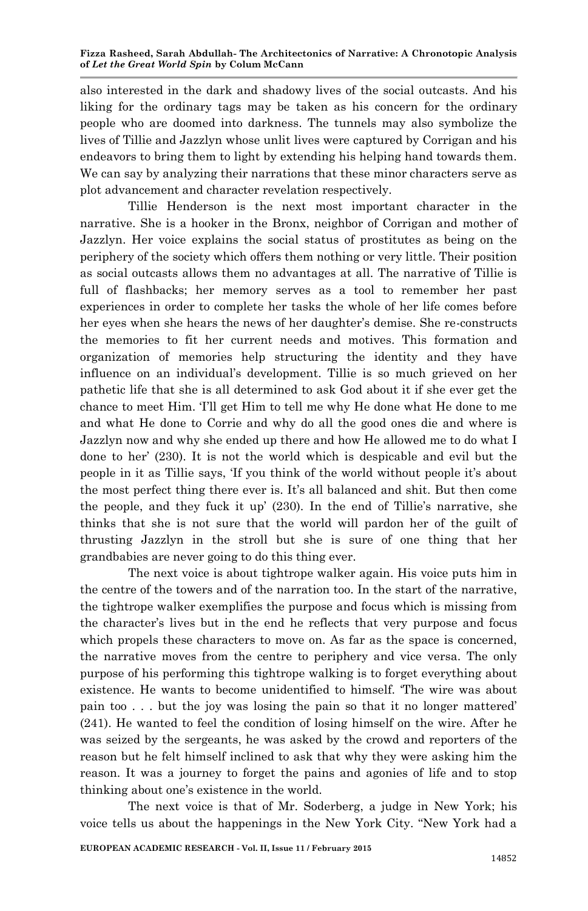also interested in the dark and shadowy lives of the social outcasts. And his liking for the ordinary tags may be taken as his concern for the ordinary people who are doomed into darkness. The tunnels may also symbolize the lives of Tillie and Jazzlyn whose unlit lives were captured by Corrigan and his endeavors to bring them to light by extending his helping hand towards them. We can say by analyzing their narrations that these minor characters serve as plot advancement and character revelation respectively.

Tillie Henderson is the next most important character in the narrative. She is a hooker in the Bronx, neighbor of Corrigan and mother of Jazzlyn. Her voice explains the social status of prostitutes as being on the periphery of the society which offers them nothing or very little. Their position as social outcasts allows them no advantages at all. The narrative of Tillie is full of flashbacks; her memory serves as a tool to remember her past experiences in order to complete her tasks the whole of her life comes before her eyes when she hears the news of her daughter's demise. She re-constructs the memories to fit her current needs and motives. This formation and organization of memories help structuring the identity and they have influence on an individual's development. Tillie is so much grieved on her pathetic life that she is all determined to ask God about it if she ever get the chance to meet Him. 'I'll get Him to tell me why He done what He done to me and what He done to Corrie and why do all the good ones die and where is Jazzlyn now and why she ended up there and how He allowed me to do what I done to her' (230). It is not the world which is despicable and evil but the people in it as Tillie says, 'If you think of the world without people it's about the most perfect thing there ever is. It's all balanced and shit. But then come the people, and they fuck it up' (230). In the end of Tillie's narrative, she thinks that she is not sure that the world will pardon her of the guilt of thrusting Jazzlyn in the stroll but she is sure of one thing that her grandbabies are never going to do this thing ever.

The next voice is about tightrope walker again. His voice puts him in the centre of the towers and of the narration too. In the start of the narrative, the tightrope walker exemplifies the purpose and focus which is missing from the character's lives but in the end he reflects that very purpose and focus which propels these characters to move on. As far as the space is concerned, the narrative moves from the centre to periphery and vice versa. The only purpose of his performing this tightrope walking is to forget everything about existence. He wants to become unidentified to himself. 'The wire was about pain too . . . but the joy was losing the pain so that it no longer mattered' (241). He wanted to feel the condition of losing himself on the wire. After he was seized by the sergeants, he was asked by the crowd and reporters of the reason but he felt himself inclined to ask that why they were asking him the reason. It was a journey to forget the pains and agonies of life and to stop thinking about one's existence in the world.

The next voice is that of Mr. Soderberg, a judge in New York; his voice tells us about the happenings in the New York City. "New York had a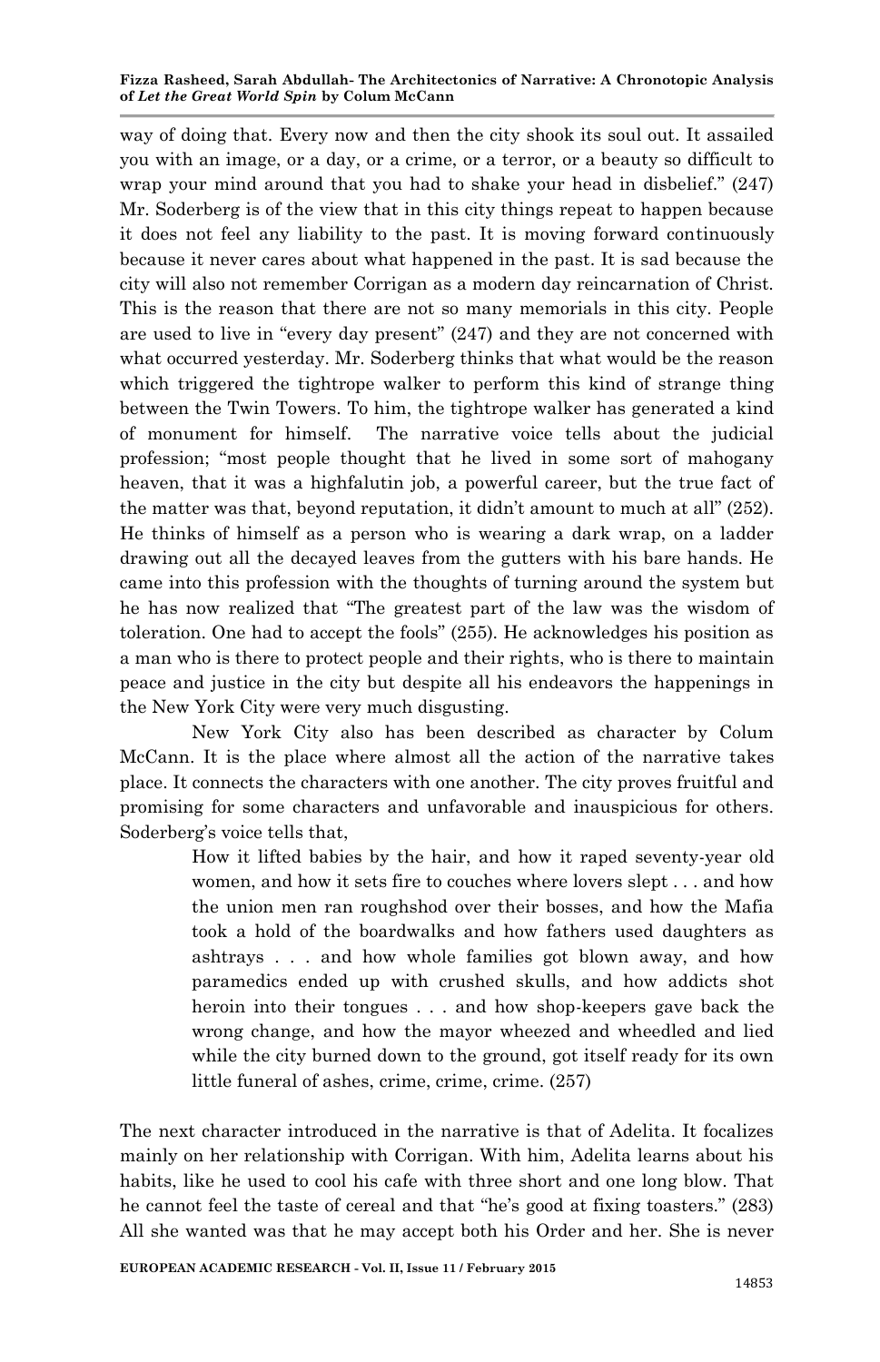way of doing that. Every now and then the city shook its soul out. It assailed you with an image, or a day, or a crime, or a terror, or a beauty so difficult to wrap your mind around that you had to shake your head in disbelief." (247) Mr. Soderberg is of the view that in this city things repeat to happen because it does not feel any liability to the past. It is moving forward continuously because it never cares about what happened in the past. It is sad because the city will also not remember Corrigan as a modern day reincarnation of Christ. This is the reason that there are not so many memorials in this city. People are used to live in "every day present" (247) and they are not concerned with what occurred yesterday. Mr. Soderberg thinks that what would be the reason which triggered the tightrope walker to perform this kind of strange thing between the Twin Towers. To him, the tightrope walker has generated a kind of monument for himself. The narrative voice tells about the judicial profession; "most people thought that he lived in some sort of mahogany heaven, that it was a highfalutin job, a powerful career, but the true fact of the matter was that, beyond reputation, it didn't amount to much at all" (252). He thinks of himself as a person who is wearing a dark wrap, on a ladder drawing out all the decayed leaves from the gutters with his bare hands. He came into this profession with the thoughts of turning around the system but he has now realized that "The greatest part of the law was the wisdom of toleration. One had to accept the fools" (255). He acknowledges his position as a man who is there to protect people and their rights, who is there to maintain peace and justice in the city but despite all his endeavors the happenings in the New York City were very much disgusting.

New York City also has been described as character by Colum McCann. It is the place where almost all the action of the narrative takes place. It connects the characters with one another. The city proves fruitful and promising for some characters and unfavorable and inauspicious for others. Soderberg's voice tells that,

> How it lifted babies by the hair, and how it raped seventy-year old women, and how it sets fire to couches where lovers slept . . . and how the union men ran roughshod over their bosses, and how the Mafia took a hold of the boardwalks and how fathers used daughters as ashtrays . . . and how whole families got blown away, and how paramedics ended up with crushed skulls, and how addicts shot heroin into their tongues . . . and how shop-keepers gave back the wrong change, and how the mayor wheezed and wheedled and lied while the city burned down to the ground, got itself ready for its own little funeral of ashes, crime, crime, crime. (257)

The next character introduced in the narrative is that of Adelita. It focalizes mainly on her relationship with Corrigan. With him, Adelita learns about his habits, like he used to cool his cafe with three short and one long blow. That he cannot feel the taste of cereal and that "he's good at fixing toasters." (283) All she wanted was that he may accept both his Order and her. She is never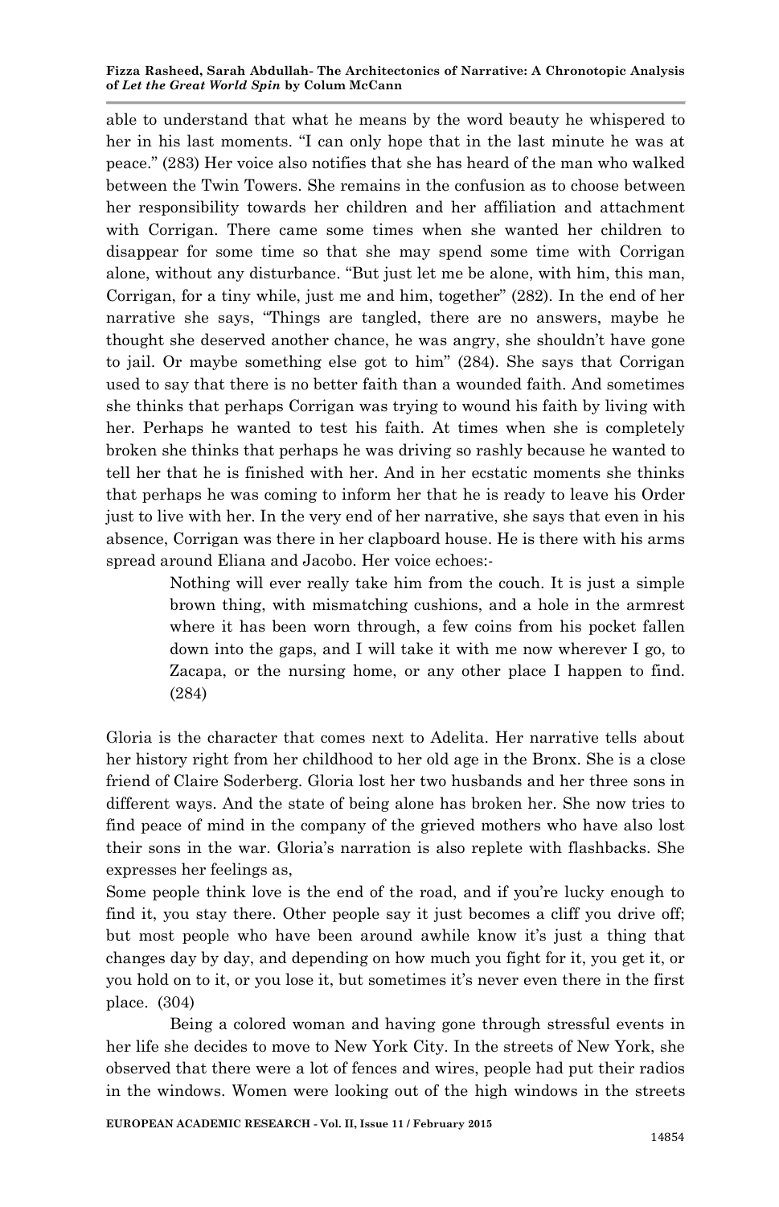able to understand that what he means by the word beauty he whispered to her in his last moments. "I can only hope that in the last minute he was at peace." (283) Her voice also notifies that she has heard of the man who walked between the Twin Towers. She remains in the confusion as to choose between her responsibility towards her children and her affiliation and attachment with Corrigan. There came some times when she wanted her children to disappear for some time so that she may spend some time with Corrigan alone, without any disturbance. "But just let me be alone, with him, this man, Corrigan, for a tiny while, just me and him, together" (282). In the end of her narrative she says, "Things are tangled, there are no answers, maybe he thought she deserved another chance, he was angry, she shouldn't have gone to jail. Or maybe something else got to him" (284). She says that Corrigan used to say that there is no better faith than a wounded faith. And sometimes she thinks that perhaps Corrigan was trying to wound his faith by living with her. Perhaps he wanted to test his faith. At times when she is completely broken she thinks that perhaps he was driving so rashly because he wanted to tell her that he is finished with her. And in her ecstatic moments she thinks that perhaps he was coming to inform her that he is ready to leave his Order just to live with her. In the very end of her narrative, she says that even in his absence, Corrigan was there in her clapboard house. He is there with his arms spread around Eliana and Jacobo. Her voice echoes:-

> Nothing will ever really take him from the couch. It is just a simple brown thing, with mismatching cushions, and a hole in the armrest where it has been worn through, a few coins from his pocket fallen down into the gaps, and I will take it with me now wherever I go, to Zacapa, or the nursing home, or any other place I happen to find. (284)

Gloria is the character that comes next to Adelita. Her narrative tells about her history right from her childhood to her old age in the Bronx. She is a close friend of Claire Soderberg. Gloria lost her two husbands and her three sons in different ways. And the state of being alone has broken her. She now tries to find peace of mind in the company of the grieved mothers who have also lost their sons in the war. Gloria's narration is also replete with flashbacks. She expresses her feelings as,

Some people think love is the end of the road, and if you're lucky enough to find it, you stay there. Other people say it just becomes a cliff you drive off; but most people who have been around awhile know it's just a thing that changes day by day, and depending on how much you fight for it, you get it, or you hold on to it, or you lose it, but sometimes it's never even there in the first place. (304)

Being a colored woman and having gone through stressful events in her life she decides to move to New York City. In the streets of New York, she observed that there were a lot of fences and wires, people had put their radios in the windows. Women were looking out of the high windows in the streets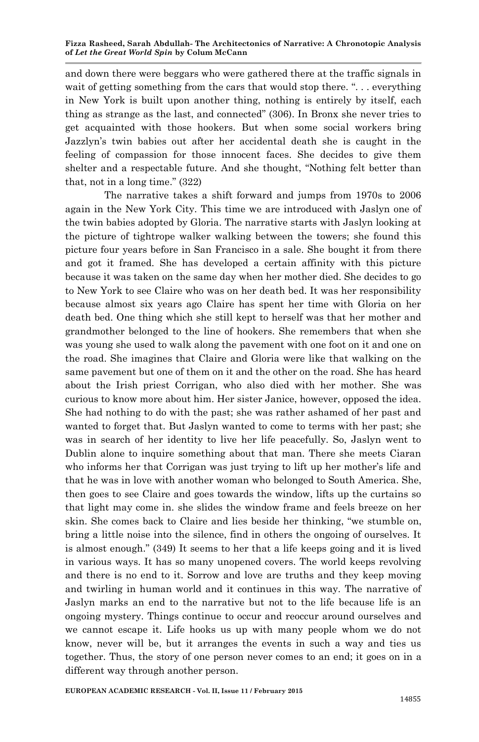and down there were beggars who were gathered there at the traffic signals in wait of getting something from the cars that would stop there. ". . . everything in New York is built upon another thing, nothing is entirely by itself, each thing as strange as the last, and connected" (306). In Bronx she never tries to get acquainted with those hookers. But when some social workers bring Jazzlyn's twin babies out after her accidental death she is caught in the feeling of compassion for those innocent faces. She decides to give them shelter and a respectable future. And she thought, "Nothing felt better than that, not in a long time." (322)

The narrative takes a shift forward and jumps from 1970s to 2006 again in the New York City. This time we are introduced with Jaslyn one of the twin babies adopted by Gloria. The narrative starts with Jaslyn looking at the picture of tightrope walker walking between the towers; she found this picture four years before in San Francisco in a sale. She bought it from there and got it framed. She has developed a certain affinity with this picture because it was taken on the same day when her mother died. She decides to go to New York to see Claire who was on her death bed. It was her responsibility because almost six years ago Claire has spent her time with Gloria on her death bed. One thing which she still kept to herself was that her mother and grandmother belonged to the line of hookers. She remembers that when she was young she used to walk along the pavement with one foot on it and one on the road. She imagines that Claire and Gloria were like that walking on the same pavement but one of them on it and the other on the road. She has heard about the Irish priest Corrigan, who also died with her mother. She was curious to know more about him. Her sister Janice, however, opposed the idea. She had nothing to do with the past; she was rather ashamed of her past and wanted to forget that. But Jaslyn wanted to come to terms with her past; she was in search of her identity to live her life peacefully. So, Jaslyn went to Dublin alone to inquire something about that man. There she meets Ciaran who informs her that Corrigan was just trying to lift up her mother's life and that he was in love with another woman who belonged to South America. She, then goes to see Claire and goes towards the window, lifts up the curtains so that light may come in. she slides the window frame and feels breeze on her skin. She comes back to Claire and lies beside her thinking, "we stumble on, bring a little noise into the silence, find in others the ongoing of ourselves. It is almost enough." (349) It seems to her that a life keeps going and it is lived in various ways. It has so many unopened covers. The world keeps revolving and there is no end to it. Sorrow and love are truths and they keep moving and twirling in human world and it continues in this way. The narrative of Jaslyn marks an end to the narrative but not to the life because life is an ongoing mystery. Things continue to occur and reoccur around ourselves and we cannot escape it. Life hooks us up with many people whom we do not know, never will be, but it arranges the events in such a way and ties us together. Thus, the story of one person never comes to an end; it goes on in a different way through another person.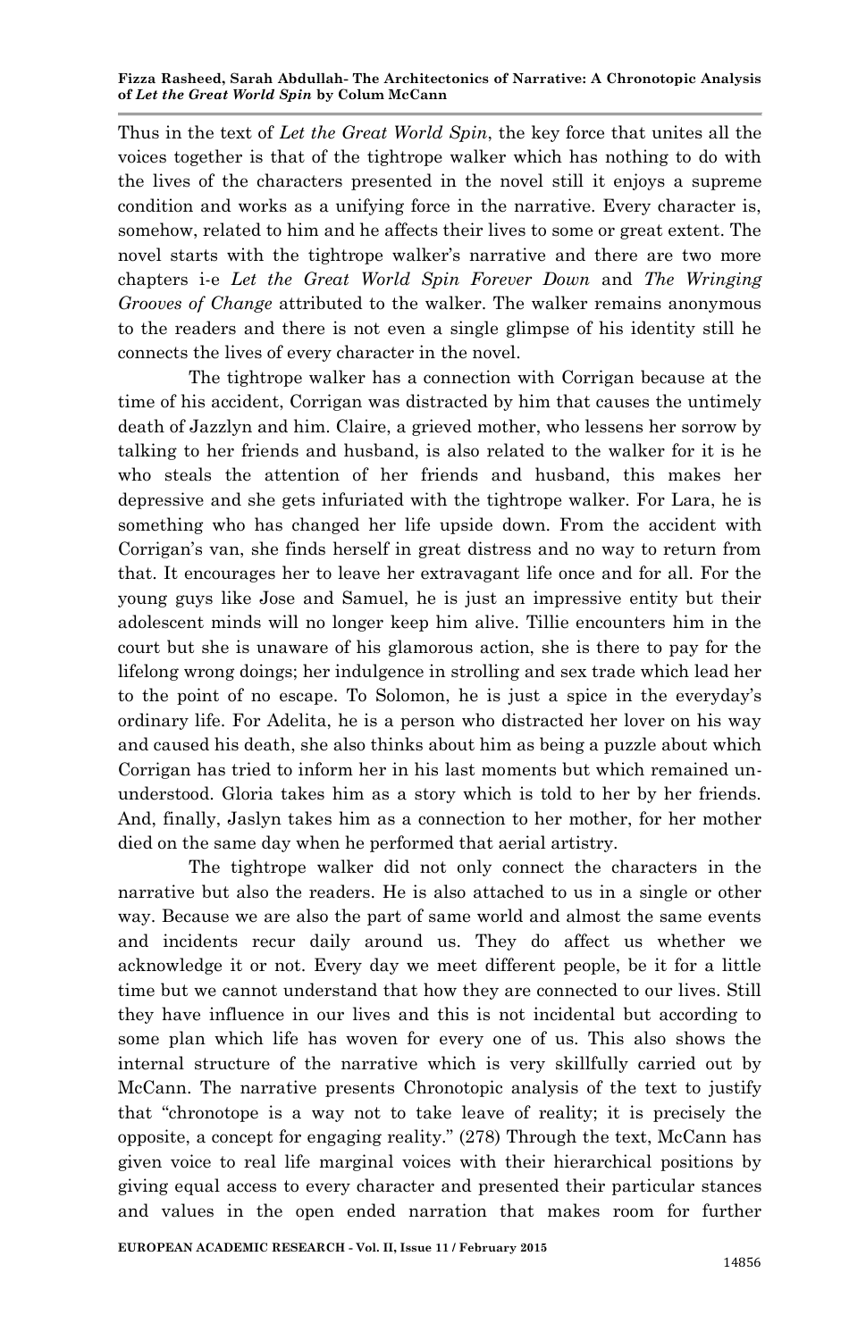Thus in the text of *Let the Great World Spin*, the key force that unites all the voices together is that of the tightrope walker which has nothing to do with the lives of the characters presented in the novel still it enjoys a supreme condition and works as a unifying force in the narrative. Every character is, somehow, related to him and he affects their lives to some or great extent. The novel starts with the tightrope walker's narrative and there are two more chapters i-e *Let the Great World Spin Forever Down* and *The Wringing Grooves of Change* attributed to the walker. The walker remains anonymous to the readers and there is not even a single glimpse of his identity still he connects the lives of every character in the novel.

The tightrope walker has a connection with Corrigan because at the time of his accident, Corrigan was distracted by him that causes the untimely death of Jazzlyn and him. Claire, a grieved mother, who lessens her sorrow by talking to her friends and husband, is also related to the walker for it is he who steals the attention of her friends and husband, this makes her depressive and she gets infuriated with the tightrope walker. For Lara, he is something who has changed her life upside down. From the accident with Corrigan's van, she finds herself in great distress and no way to return from that. It encourages her to leave her extravagant life once and for all. For the young guys like Jose and Samuel, he is just an impressive entity but their adolescent minds will no longer keep him alive. Tillie encounters him in the court but she is unaware of his glamorous action, she is there to pay for the lifelong wrong doings; her indulgence in strolling and sex trade which lead her to the point of no escape. To Solomon, he is just a spice in the everyday's ordinary life. For Adelita, he is a person who distracted her lover on his way and caused his death, she also thinks about him as being a puzzle about which Corrigan has tried to inform her in his last moments but which remained un-understood. Gloria takes him as a story which is told to her by her friends. And, finally, Jaslyn takes him as a connection to her mother, for her mother died on the same day when he performed that aerial artistry.

The tightrope walker did not only connect the characters in the narrative but also the readers. He is also attached to us in a single or other way. Because we are also the part of same world and almost the same events and incidents recur daily around us. They do affect us whether we acknowledge it or not. Every day we meet different people, be it for a little time but we cannot understand that how they are connected to our lives. Still they have influence in our lives and this is not incidental but according to some plan which life has woven for every one of us. This also shows the internal structure of the narrative which is very skillfully carried out by McCann. The narrative presents Chronotopic analysis of the text to justify that "chronotope is a way not to take leave of reality; it is precisely the opposite, a concept for engaging reality." (278) Through the text, McCann has given voice to real life marginal voices with their hierarchical positions by giving equal access to every character and presented their particular stances and values in the open ended narration that makes room for further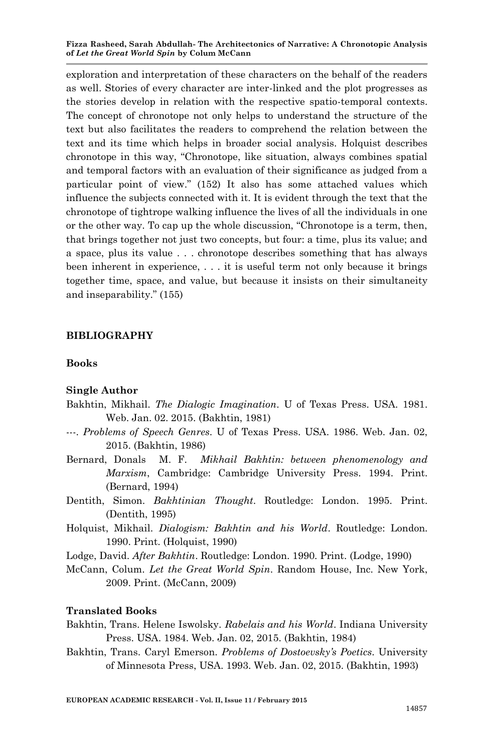exploration and interpretation of these characters on the behalf of the readers as well. Stories of every character are inter-linked and the plot progresses as the stories develop in relation with the respective spatio-temporal contexts. The concept of chronotope not only helps to understand the structure of the text but also facilitates the readers to comprehend the relation between the text and its time which helps in broader social analysis. Holquist describes chronotope in this way, "Chronotope, like situation, always combines spatial and temporal factors with an evaluation of their significance as judged from a particular point of view." (152) It also has some attached values which influence the subjects connected with it. It is evident through the text that the chronotope of tightrope walking influence the lives of all the individuals in one or the other way. To cap up the whole discussion, "Chronotope is a term, then, that brings together not just two concepts, but four: a time, plus its value; and a space, plus its value . . . chronotope describes something that has always been inherent in experience, . . . it is useful term not only because it brings together time, space, and value, but because it insists on their simultaneity and inseparability." (155)

## BIBLIOGRAPHY

### Books

#### Single Author

Bakhtin, Mikhail. *The Dialogic Imagination*. U of Texas Press. USA. 1981. Web. Jan. 02. 2015. (Bakhtin, 1981)

---. *Problems of Speech Genres*. U of Texas Press. USA. 1986. Web. Jan. 02, 2015. (Bakhtin, 1986)

Bernard, Donals M. F. *Mikhail Bakhtin: between phenomenology and Marxism*, Cambridge: Cambridge University Press. 1994. Print. (Bernard, 1994)

Dentith, Simon. *Bakhtinian Thought*. Routledge: London. 1995. Print. (Dentith, 1995)

Holquist, Mikhail. *Dialogism: Bakhtin and his World*. Routledge: London. 1990. Print. (Holquist, 1990)

Lodge, David. *After Bakhtin*. Routledge: London. 1990. Print. (Lodge, 1990)

McCann, Colum. *Let the Great World Spin*. Random House, Inc. New York, 2009. Print. (McCann, 2009)

#### Translated Books

Bakhtin, Trans. Helene Iswolsky. *Rabelais and his World*. Indiana University Press. USA. 1984. Web. Jan. 02, 2015. (Bakhtin, 1984)

Bakhtin, Trans. Caryl Emerson. *Problems of Dostoevsky's Poetics*. University of Minnesota Press, USA. 1993. Web. Jan. 02, 2015. (Bakhtin, 1993)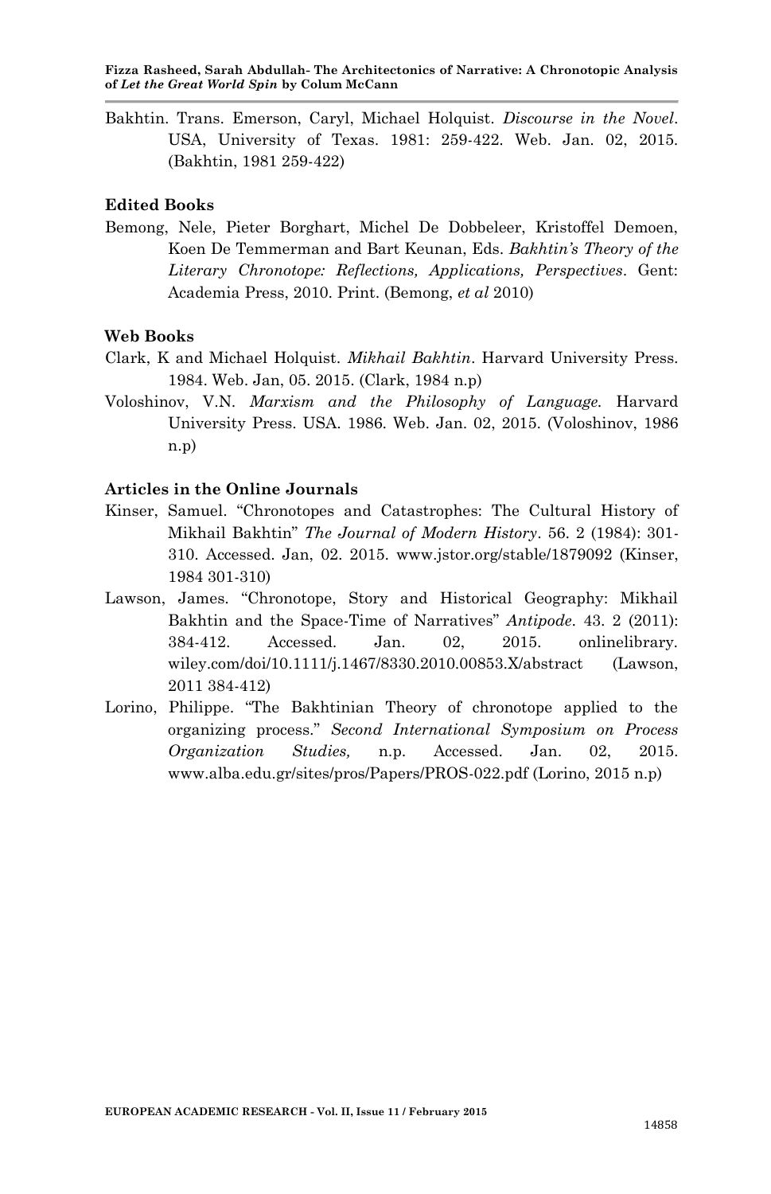Bakhtin. Trans. Emerson, Caryl, Michael Holquist. *Discourse in the Novel*. USA, University of Texas. 1981: 259-422. Web. Jan. 02, 2015. (Bakhtin, 1981 259-422)

### Edited Books

Bemong, Nele, Pieter Borghart, Michel De Dobbeleer, Kristoffel Demoen, Koen De Temmerman and Bart Keunan, Eds. *Bakhtin's Theory of the Literary Chronotope: Reflections, Applications, Perspectives*. Gent: Academia Press, 2010. Print. (Bemong, *et al* 2010)

### Web Books

Clark, K and Michael Holquist. *Mikhail Bakhtin*. Harvard University Press. 1984. Web. Jan, 05. 2015. (Clark, 1984 n.p)

Voloshinov, V.N. *Marxism and the Philosophy of Language.* Harvard University Press. USA. 1986. Web. Jan. 02, 2015. (Voloshinov, 1986 n.p)

### Articles in the Online Journals

Kinser, Samuel. "Chronotopes and Catastrophes: The Cultural History of Mikhail Bakhtin" *The Journal of Modern History*. 56. 2 (1984): 301-310. Accessed. Jan, 02. 2015. www.jstor.org/stable/1879092 (Kinser, 1984 301-310)

Lawson, James. "Chronotope, Story and Historical Geography: Mikhail Bakhtin and the Space-Time of Narratives" *Antipode*. 43. 2 (2011): 384-412. Accessed. Jan. 02, 2015. onlinelibrary. wiley.com/doi/10.1111/j.1467/8330.2010.00853.X/abstract (Lawson, 2011 384-412)

Lorino, Philippe. "The Bakhtinian Theory of chronotope applied to the organizing process." *Second International Symposium on Process Organization Studies,* n.p. Accessed. Jan. 02, 2015. www.alba.edu.gr/sites/pros/Papers/PROS-022.pdf (Lorino, 2015 n.p)